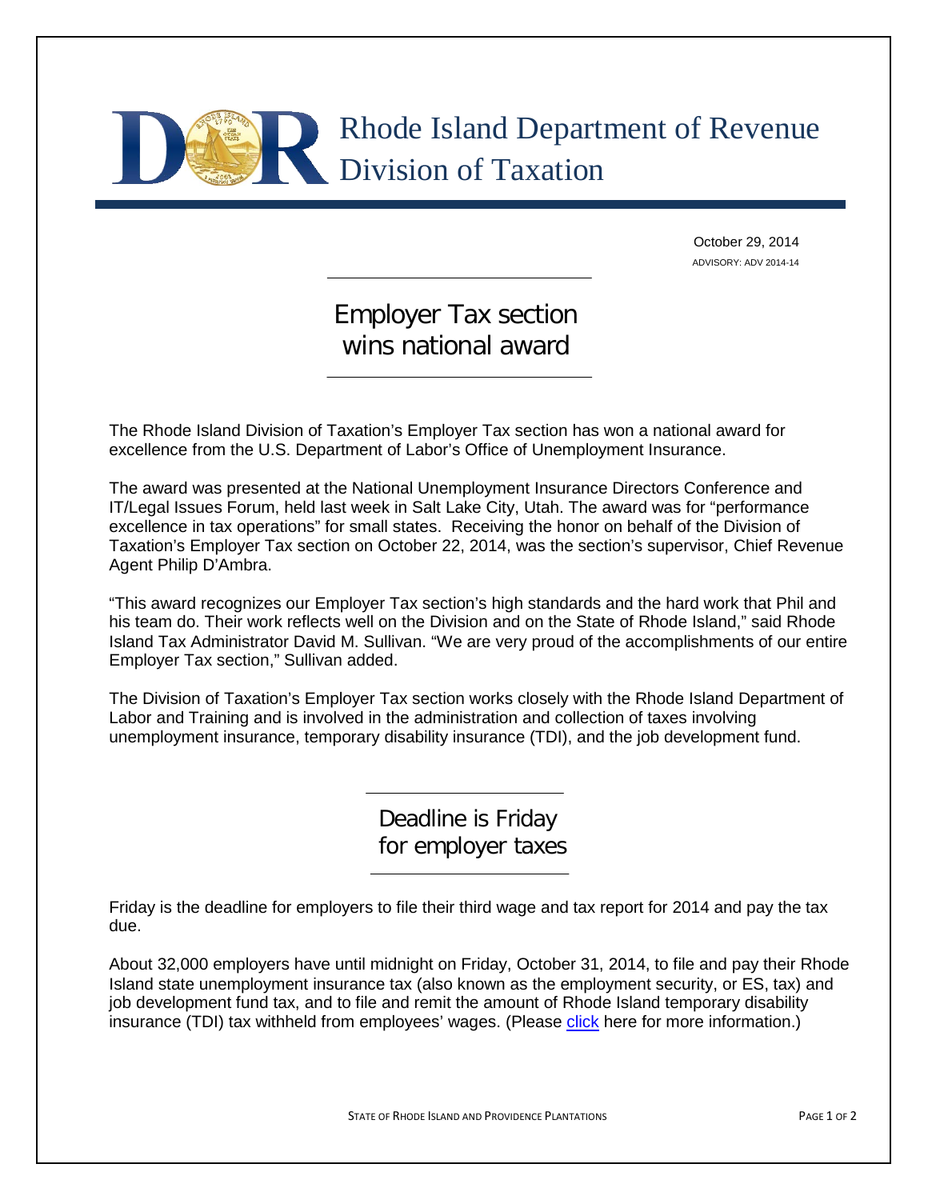# Rhode Island Department of Revenue
# Division of Taxation

October 29, 2014
ADVISORY: ADV 2014-14

## Employer Tax section wins national award

The Rhode Island Division of Taxation's Employer Tax section has won a national award for excellence from the U.S. Department of Labor's Office of Unemployment Insurance.

The award was presented at the National Unemployment Insurance Directors Conference and IT/Legal Issues Forum, held last week in Salt Lake City, Utah. The award was for "performance excellence in tax operations" for small states. Receiving the honor on behalf of the Division of Taxation's Employer Tax section on October 22, 2014, was the section's supervisor, Chief Revenue Agent Philip D'Ambra.

"This award recognizes our Employer Tax section's high standards and the hard work that Phil and his team do. Their work reflects well on the Division and on the State of Rhode Island," said Rhode Island Tax Administrator David M. Sullivan. "We are very proud of the accomplishments of our entire Employer Tax section," Sullivan added.

The Division of Taxation's Employer Tax section works closely with the Rhode Island Department of Labor and Training and is involved in the administration and collection of taxes involving unemployment insurance, temporary disability insurance (TDI), and the job development fund.

## Deadline is Friday for employer taxes

Friday is the deadline for employers to file their third wage and tax report for 2014 and pay the tax due.

About 32,000 employers have until midnight on Friday, October 31, 2014, to file and pay their Rhode Island state unemployment insurance tax (also known as the employment security, or ES, tax) and job development fund tax, and to file and remit the amount of Rhode Island temporary disability insurance (TDI) tax withheld from employees' wages. (Please click here for more information.)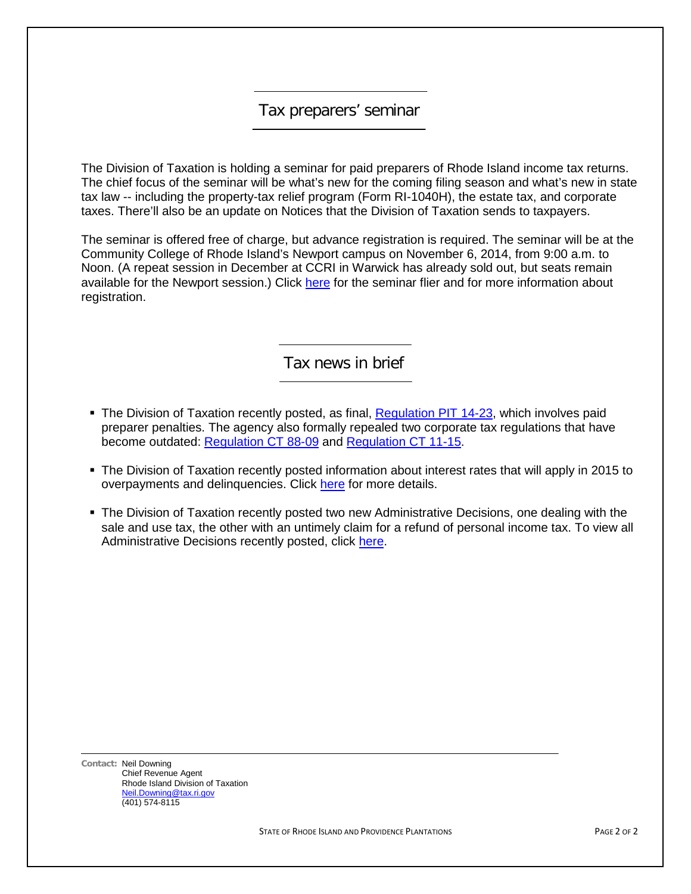## Tax preparers' seminar

The Division of Taxation is holding a seminar for paid preparers of Rhode Island income tax returns. The chief focus of the seminar will be what's new for the coming filing season and what's new in state tax law -- including the property-tax relief program (Form RI-1040H), the estate tax, and corporate taxes. There'll also be an update on Notices that the Division of Taxation sends to taxpayers.

The seminar is offered free of charge, but advance registration is required. The seminar will be at the Community College of Rhode Island's Newport campus on November 6, 2014, from 9:00 a.m. to Noon. (A repeat session in December at CCRI in Warwick has already sold out, but seats remain available for the Newport session.) Click here for the seminar flier and for more information about registration.

## Tax news in brief

- The Division of Taxation recently posted, as final, Regulation PIT 14-23, which involves paid preparer penalties. The agency also formally repealed two corporate tax regulations that have become outdated: Regulation CT 88-09 and Regulation CT 11-15.

- The Division of Taxation recently posted information about interest rates that will apply in 2015 to overpayments and delinquencies. Click here for more details.

- The Division of Taxation recently posted two new Administrative Decisions, one dealing with the sale and use tax, the other with an untimely claim for a refund of personal income tax. To view all Administrative Decisions recently posted, click here.

---

**Contact:** Neil Downing
Chief Revenue Agent
Rhode Island Division of Taxation
Neil.Downing@tax.ri.gov
(401) 574-8115